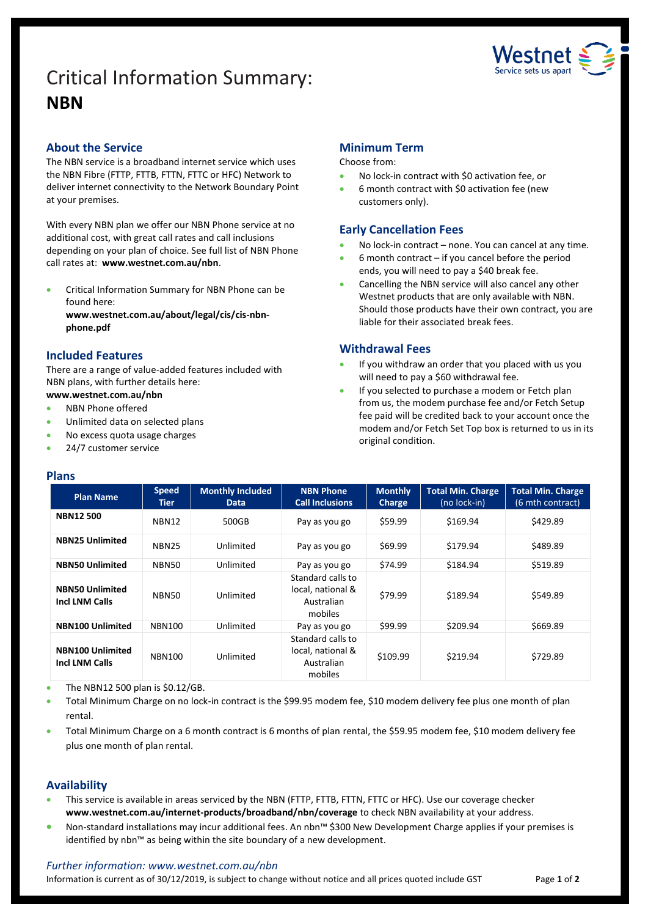# Critical Information Summary: **NBN**

## About the Service

The NBN service is a broadband internet service which uses the NBN Fibre (FTTP, FTTB, FTTN, FTTC or HFC) Network to deliver internet connectivity to the Network Boundary Point at your premises.

With every NBN plan we offer our NBN Phone service at no additional cost, with great call rates and call inclusions depending on your plan of choice. See full list of NBN Phone call rates at: **www.westnet.com.au/nbn**.

- Critical Information Summary for NBN Phone can be found here: **www.westnet.com.au/about/legal/cis/cis-nbn-phone.pdf**

## Included Features

There are a range of value-added features included with NBN plans, with further details here:
**www.westnet.com.au/nbn**

- NBN Phone offered
- Unlimited data on selected plans
- No excess quota usage charges
- 24/7 customer service

## Minimum Term

Choose from:

- No lock-in contract with $0 activation fee, or
- 6 month contract with $0 activation fee (new customers only).

## Early Cancellation Fees

- No lock-in contract – none. You can cancel at any time.
- 6 month contract – if you cancel before the period ends, you will need to pay a $40 break fee.
- Cancelling the NBN service will also cancel any other Westnet products that are only available with NBN. Should those products have their own contract, you are liable for their associated break fees.

## Withdrawal Fees

- If you withdraw an order that you placed with us you will need to pay a $60 withdrawal fee.
- If you selected to purchase a modem or Fetch plan from us, the modem purchase fee and/or Fetch Setup fee paid will be credited back to your account once the modem and/or Fetch Set Top box is returned to us in its original condition.

## Plans

| Plan Name | Speed Tier | Monthly Included Data | NBN Phone Call Inclusions | Monthly Charge | Total Min. Charge (no lock-in) | Total Min. Charge (6 mth contract) |
|---|---|---|---|---|---|---|
| **NBN12 500** | NBN12 | 500GB | Pay as you go | $59.99 | $169.94 | $429.89 |
| **NBN25 Unlimited** | NBN25 | Unlimited | Pay as you go | $69.99 | $179.94 | $489.89 |
| **NBN50 Unlimited** | NBN50 | Unlimited | Pay as you go | $74.99 | $184.94 | $519.89 |
| **NBN50 Unlimited Incl LNM Calls** | NBN50 | Unlimited | Standard calls to local, national & Australian mobiles | $79.99 | $189.94 | $549.89 |
| **NBN100 Unlimited** | NBN100 | Unlimited | Pay as you go | $99.99 | $209.94 | $669.89 |
| **NBN100 Unlimited Incl LNM Calls** | NBN100 | Unlimited | Standard calls to local, national & Australian mobiles | $109.99 | $219.94 | $729.89 |

- The NBN12 500 plan is $0.12/GB.
- Total Minimum Charge on no lock-in contract is the $99.95 modem fee, $10 modem delivery fee plus one month of plan rental.
- Total Minimum Charge on a 6 month contract is 6 months of plan rental, the $59.95 modem fee, $10 modem delivery fee plus one month of plan rental.

## Availability

- This service is available in areas serviced by the NBN (FTTP, FTTB, FTTN, FTTC or HFC). Use our coverage checker **www.westnet.com.au/internet-products/broadband/nbn/coverage** to check NBN availability at your address.
- Non-standard installations may incur additional fees. An nbn™ $300 New Development Charge applies if your premises is identified by nbn™ as being within the site boundary of a new development.

*Further information: www.westnet.com.au/nbn*

Information is current as of 30/12/2019, is subject to change without notice and all prices quoted include GST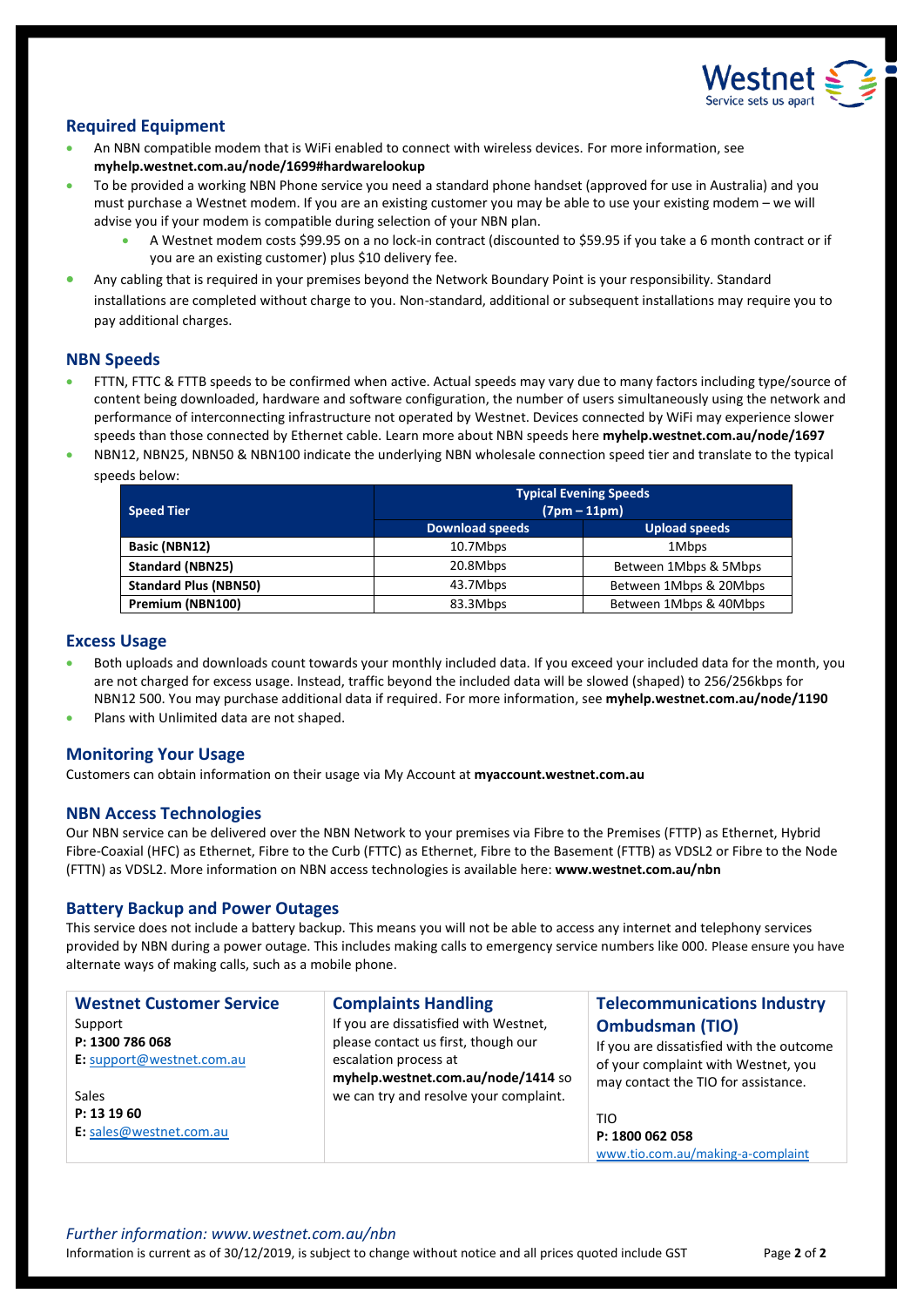## Required Equipment

- An NBN compatible modem that is WiFi enabled to connect with wireless devices. For more information, see **myhelp.westnet.com.au/node/1699#hardwarelookup**
- To be provided a working NBN Phone service you need a standard phone handset (approved for use in Australia) and you must purchase a Westnet modem. If you are an existing customer you may be able to use your existing modem – we will advise you if your modem is compatible during selection of your NBN plan.
  - A Westnet modem costs $99.95 on a no lock-in contract (discounted to $59.95 if you take a 6 month contract or if you are an existing customer) plus $10 delivery fee.
- Any cabling that is required in your premises beyond the Network Boundary Point is your responsibility. Standard installations are completed without charge to you. Non-standard, additional or subsequent installations may require you to pay additional charges.

## NBN Speeds

- FTTN, FTTC & FTTB speeds to be confirmed when active. Actual speeds may vary due to many factors including type/source of content being downloaded, hardware and software configuration, the number of users simultaneously using the network and performance of interconnecting infrastructure not operated by Westnet. Devices connected by WiFi may experience slower speeds than those connected by Ethernet cable. Learn more about NBN speeds here **myhelp.westnet.com.au/node/1697**
- NBN12, NBN25, NBN50 & NBN100 indicate the underlying NBN wholesale connection speed tier and translate to the typical speeds below:

| Speed Tier | Typical Evening Speeds (7pm – 11pm) | |
|---|---|---|
| | Download speeds | Upload speeds |
| **Basic (NBN12)** | 10.7Mbps | 1Mbps |
| **Standard (NBN25)** | 20.8Mbps | Between 1Mbps & 5Mbps |
| **Standard Plus (NBN50)** | 43.7Mbps | Between 1Mbps & 20Mbps |
| **Premium (NBN100)** | 83.3Mbps | Between 1Mbps & 40Mbps |

## Excess Usage

- Both uploads and downloads count towards your monthly included data. If you exceed your included data for the month, you are not charged for excess usage. Instead, traffic beyond the included data will be slowed (shaped) to 256/256kbps for NBN12 500. You may purchase additional data if required. For more information, see **myhelp.westnet.com.au/node/1190**
- Plans with Unlimited data are not shaped.

## Monitoring Your Usage

Customers can obtain information on their usage via My Account at **myaccount.westnet.com.au**

## NBN Access Technologies

Our NBN service can be delivered over the NBN Network to your premises via Fibre to the Premises (FTTP) as Ethernet, Hybrid Fibre-Coaxial (HFC) as Ethernet, Fibre to the Curb (FTTC) as Ethernet, Fibre to the Basement (FTTB) as VDSL2 or Fibre to the Node (FTTN) as VDSL2. More information on NBN access technologies is available here: **www.westnet.com.au/nbn**

## Battery Backup and Power Outages

This service does not include a battery backup. This means you will not be able to access any internet and telephony services provided by NBN during a power outage. This includes making calls to emergency service numbers like 000. Please ensure you have alternate ways of making calls, such as a mobile phone.

### Westnet Customer Service

Support
**P: 1300 786 068**
**E:** support@westnet.com.au

Sales
**P: 13 19 60**
**E:** sales@westnet.com.au

### Complaints Handling

If you are dissatisfied with Westnet, please contact us first, though our escalation process at **myhelp.westnet.com.au/node/1414** so we can try and resolve your complaint.

### Telecommunications Industry Ombudsman (TIO)

If you are dissatisfied with the outcome of your complaint with Westnet, you may contact the TIO for assistance.

TIO
**P: 1800 062 058**
www.tio.com.au/making-a-complaint

*Further information: www.westnet.com.au/nbn*

Information is current as of 30/12/2019, is subject to change without notice and all prices quoted include GST